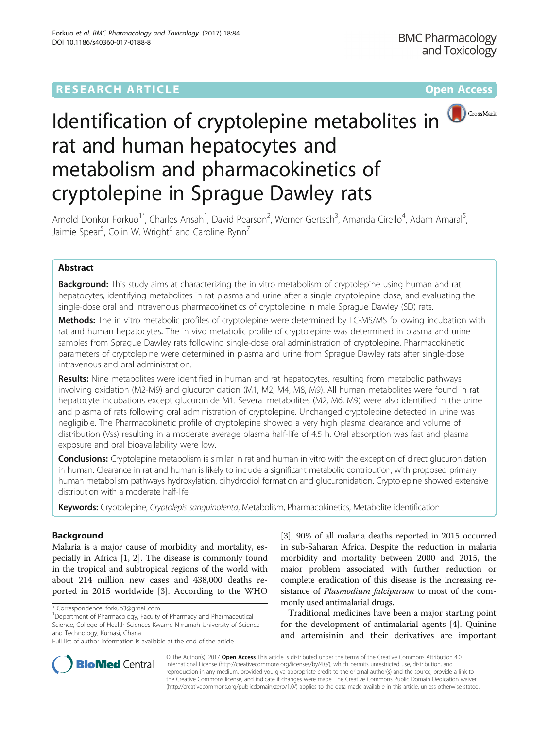# RESEARCH ARTICLE

Open Access

# Identification of cryptolepine metabolites in rat and human hepatocytes and metabolism and pharmacokinetics of cryptolepine in Sprague Dawley rats

Arnold Donkor Forkuo[1*], Charles Ansah[1], David Pearson[2], Werner Gertsch[3], Amanda Cirello[4], Adam Amaral[5], Jaimie Spear[5], Colin W. Wright[6] and Caroline Rynn[7]

## Abstract

**Background:** This study aims at characterizing the in vitro metabolism of cryptolepine using human and rat hepatocytes, identifying metabolites in rat plasma and urine after a single cryptolepine dose, and evaluating the single-dose oral and intravenous pharmacokinetics of cryptolepine in male Sprague Dawley (SD) rats.

**Methods:** The in vitro metabolic profiles of cryptolepine were determined by LC-MS/MS following incubation with rat and human hepatocytes**.** The in vivo metabolic profile of cryptolepine was determined in plasma and urine samples from Sprague Dawley rats following single-dose oral administration of cryptolepine. Pharmacokinetic parameters of cryptolepine were determined in plasma and urine from Sprague Dawley rats after single-dose intravenous and oral administration.

**Results:** Nine metabolites were identified in human and rat hepatocytes, resulting from metabolic pathways involving oxidation (M2-M9) and glucuronidation (M1, M2, M4, M8, M9). All human metabolites were found in rat hepatocyte incubations except glucuronide M1. Several metabolites (M2, M6, M9) were also identified in the urine and plasma of rats following oral administration of cryptolepine. Unchanged cryptolepine detected in urine was negligible. The Pharmacokinetic profile of cryptolepine showed a very high plasma clearance and volume of distribution (Vss) resulting in a moderate average plasma half-life of 4.5 h. Oral absorption was fast and plasma exposure and oral bioavailability were low.

**Conclusions:** Cryptolepine metabolism is similar in rat and human in vitro with the exception of direct glucuronidation in human. Clearance in rat and human is likely to include a significant metabolic contribution, with proposed primary human metabolism pathways hydroxylation, dihydrodiol formation and glucuronidation. Cryptolepine showed extensive distribution with a moderate half-life.

**Keywords:** Cryptolepine, *Cryptolepis sanguinolenta*, Metabolism, Pharmacokinetics, Metabolite identification

## Background

Malaria is a major cause of morbidity and mortality, especially in Africa [1, 2]. The disease is commonly found in the tropical and subtropical regions of the world with about 214 million new cases and 438,000 deaths reported in 2015 worldwide [3]. According to the WHO [3], 90% of all malaria deaths reported in 2015 occurred in sub-Saharan Africa. Despite the reduction in malaria morbidity and mortality between 2000 and 2015, the major problem associated with further reduction or complete eradication of this disease is the increasing resistance of *Plasmodium falciparum* to most of the commonly used antimalarial drugs.

Traditional medicines have been a major starting point for the development of antimalarial agents [4]. Quinine and artemisinin and their derivatives are important

\* Correspondence: forkuo3@gmail.com
[1]Department of Pharmacology, Faculty of Pharmacy and Pharmaceutical Science, College of Health Sciences Kwame Nkrumah University of Science and Technology, Kumasi, Ghana
Full list of author information is available at the end of the article

© The Author(s). 2017 **Open Access** This article is distributed under the terms of the Creative Commons Attribution 4.0 International License (http://creativecommons.org/licenses/by/4.0/), which permits unrestricted use, distribution, and reproduction in any medium, provided you give appropriate credit to the original author(s) and the source, provide a link to the Creative Commons license, and indicate if changes were made. The Creative Commons Public Domain Dedication waiver (http://creativecommons.org/publicdomain/zero/1.0/) applies to the data made available in this article, unless otherwise stated.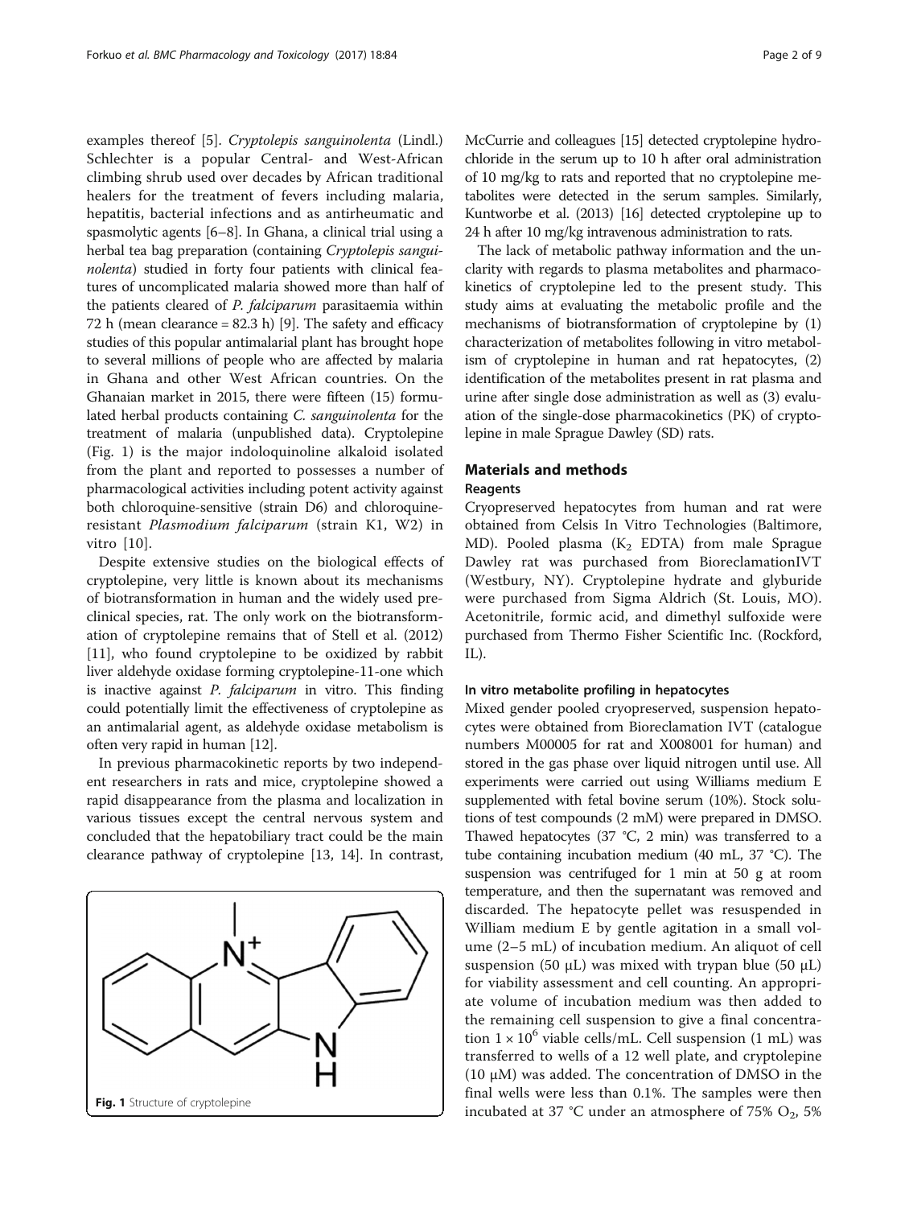examples thereof [5]. *Cryptolepis sanguinolenta* (Lindl.) Schlechter is a popular Central- and West-African climbing shrub used over decades by African traditional healers for the treatment of fevers including malaria, hepatitis, bacterial infections and as antirheumatic and spasmolytic agents [6–8]. In Ghana, a clinical trial using a herbal tea bag preparation (containing *Cryptolepis sanguinolenta*) studied in forty four patients with clinical features of uncomplicated malaria showed more than half of the patients cleared of *P. falciparum* parasitaemia within 72 h (mean clearance = 82.3 h) [9]. The safety and efficacy studies of this popular antimalarial plant has brought hope to several millions of people who are affected by malaria in Ghana and other West African countries. On the Ghanaian market in 2015, there were fifteen (15) formulated herbal products containing *C. sanguinolenta* for the treatment of malaria (unpublished data). Cryptolepine (Fig. 1) is the major indoloquinoline alkaloid isolated from the plant and reported to possesses a number of pharmacological activities including potent activity against both chloroquine-sensitive (strain D6) and chloroquine-resistant *Plasmodium falciparum* (strain K1, W2) in vitro [10].

Despite extensive studies on the biological effects of cryptolepine, very little is known about its mechanisms of biotransformation in human and the widely used preclinical species, rat. The only work on the biotransformation of cryptolepine remains that of Stell et al. (2012) [11], who found cryptolepine to be oxidized by rabbit liver aldehyde oxidase forming cryptolepine-11-one which is inactive against *P. falciparum* in vitro. This finding could potentially limit the effectiveness of cryptolepine as an antimalarial agent, as aldehyde oxidase metabolism is often very rapid in human [12].

In previous pharmacokinetic reports by two independent researchers in rats and mice, cryptolepine showed a rapid disappearance from the plasma and localization in various tissues except the central nervous system and concluded that the hepatobiliary tract could be the main clearance pathway of cryptolepine [13, 14]. In contrast,

Fig. 1 Structure of cryptolepine

McCurrie and colleagues [15] detected cryptolepine hydrochloride in the serum up to 10 h after oral administration of 10 mg/kg to rats and reported that no cryptolepine metabolites were detected in the serum samples. Similarly, Kuntworbe et al. (2013) [16] detected cryptolepine up to 24 h after 10 mg/kg intravenous administration to rats.

The lack of metabolic pathway information and the unclarity with regards to plasma metabolites and pharmacokinetics of cryptolepine led to the present study. This study aims at evaluating the metabolic profile and the mechanisms of biotransformation of cryptolepine by (1) characterization of metabolites following in vitro metabolism of cryptolepine in human and rat hepatocytes, (2) identification of the metabolites present in rat plasma and urine after single dose administration as well as (3) evaluation of the single-dose pharmacokinetics (PK) of cryptolepine in male Sprague Dawley (SD) rats.

## Materials and methods

### Reagents

Cryopreserved hepatocytes from human and rat were obtained from Celsis In Vitro Technologies (Baltimore, MD). Pooled plasma ($K_2$ EDTA) from male Sprague Dawley rat was purchased from BioreclamationIVT (Westbury, NY). Cryptolepine hydrate and glyburide were purchased from Sigma Aldrich (St. Louis, MO). Acetonitrile, formic acid, and dimethyl sulfoxide were purchased from Thermo Fisher Scientific Inc. (Rockford, IL).

### In vitro metabolite profiling in hepatocytes

Mixed gender pooled cryopreserved, suspension hepatocytes were obtained from Bioreclamation IVT (catalogue numbers M00005 for rat and X008001 for human) and stored in the gas phase over liquid nitrogen until use. All experiments were carried out using Williams medium E supplemented with fetal bovine serum (10%). Stock solutions of test compounds (2 mM) were prepared in DMSO. Thawed hepatocytes (37 °C, 2 min) was transferred to a tube containing incubation medium (40 mL, 37 °C). The suspension was centrifuged for 1 min at 50 g at room temperature, and then the supernatant was removed and discarded. The hepatocyte pellet was resuspended in William medium E by gentle agitation in a small volume (2–5 mL) of incubation medium. An aliquot of cell suspension (50 μL) was mixed with trypan blue (50 μL) for viability assessment and cell counting. An appropriate volume of incubation medium was then added to the remaining cell suspension to give a final concentration $1 \times 10^6$ viable cells/mL. Cell suspension (1 mL) was transferred to wells of a 12 well plate, and cryptolepine (10 μM) was added. The concentration of DMSO in the final wells were less than 0.1%. The samples were then incubated at 37 °C under an atmosphere of 75% $O_2$, 5%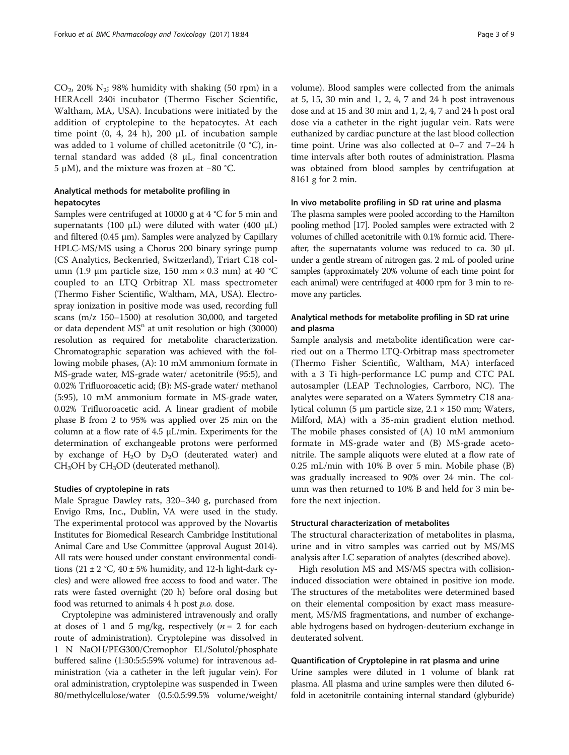$CO_2$, 20% $N_2$; 98% humidity with shaking (50 rpm) in a HERAcell 240i incubator (Thermo Fischer Scientific, Waltham, MA, USA). Incubations were initiated by the addition of cryptolepine to the hepatocytes. At each time point (0, 4, 24 h), 200 μL of incubation sample was added to 1 volume of chilled acetonitrile (0 °C), internal standard was added (8 μL, final concentration 5 μM), and the mixture was frozen at −80 °C.

### Analytical methods for metabolite profiling in hepatocytes

Samples were centrifuged at 10000 g at 4 °C for 5 min and supernatants (100 μL) were diluted with water (400 μL) and filtered (0.45 μm). Samples were analyzed by Capillary HPLC-MS/MS using a Chorus 200 binary syringe pump (CS Analytics, Beckenried, Switzerland), Triart C18 column (1.9 μm particle size, 150 mm × 0.3 mm) at 40 °C coupled to an LTQ Orbitrap XL mass spectrometer (Thermo Fisher Scientific, Waltham, MA, USA). Electrospray ionization in positive mode was used, recording full scans (m/z 150–1500) at resolution 30,000, and targeted or data dependent $MS^n$ at unit resolution or high (30000) resolution as required for metabolite characterization. Chromatographic separation was achieved with the following mobile phases, (A): 10 mM ammonium formate in MS-grade water, MS-grade water/ acetonitrile (95:5), and 0.02% Trifluoroacetic acid; (B): MS-grade water/ methanol (5:95), 10 mM ammonium formate in MS-grade water, 0.02% Trifluoroacetic acid. A linear gradient of mobile phase B from 2 to 95% was applied over 25 min on the column at a flow rate of 4.5 μL/min. Experiments for the determination of exchangeable protons were performed by exchange of $H_2O$ by $D_2O$ (deuterated water) and $CH_3OH$ by $CH_3OD$ (deuterated methanol).

### Studies of cryptolepine in rats

Male Sprague Dawley rats, 320–340 g, purchased from Envigo Rms, Inc., Dublin, VA were used in the study. The experimental protocol was approved by the Novartis Institutes for Biomedical Research Cambridge Institutional Animal Care and Use Committee (approval August 2014). All rats were housed under constant environmental conditions (21 ± 2 °C, 40 ± 5% humidity, and 12-h light-dark cycles) and were allowed free access to food and water. The rats were fasted overnight (20 h) before oral dosing but food was returned to animals 4 h post *p.o.* dose.

Cryptolepine was administered intravenously and orally at doses of 1 and 5 mg/kg, respectively ($n = 2$ for each route of administration). Cryptolepine was dissolved in 1 N NaOH/PEG300/Cremophor EL/Solutol/phosphate buffered saline (1:30:5:5:59% volume) for intravenous administration (via a catheter in the left jugular vein). For oral administration, cryptolepine was suspended in Tween 80/methylcellulose/water (0.5:0.5:99.5% volume/weight/volume). Blood samples were collected from the animals at 5, 15, 30 min and 1, 2, 4, 7 and 24 h post intravenous dose and at 15 and 30 min and 1, 2, 4, 7 and 24 h post oral dose via a catheter in the right jugular vein. Rats were euthanized by cardiac puncture at the last blood collection time point. Urine was also collected at 0–7 and 7–24 h time intervals after both routes of administration. Plasma was obtained from blood samples by centrifugation at 8161 g for 2 min.

### In vivo metabolite profiling in SD rat urine and plasma

The plasma samples were pooled according to the Hamilton pooling method [17]. Pooled samples were extracted with 2 volumes of chilled acetonitrile with 0.1% formic acid. Thereafter, the supernatants volume was reduced to ca. 30 μL under a gentle stream of nitrogen gas. 2 mL of pooled urine samples (approximately 20% volume of each time point for each animal) were centrifuged at 4000 rpm for 3 min to remove any particles.

### Analytical methods for metabolite profiling in SD rat urine and plasma

Sample analysis and metabolite identification were carried out on a Thermo LTQ-Orbitrap mass spectrometer (Thermo Fisher Scientific, Waltham, MA) interfaced with a 3 Ti high-performance LC pump and CTC PAL autosampler (LEAP Technologies, Carrboro, NC). The analytes were separated on a Waters Symmetry C18 analytical column (5 μm particle size, 2.1 × 150 mm; Waters, Milford, MA) with a 35-min gradient elution method. The mobile phases consisted of (A) 10 mM ammonium formate in MS-grade water and (B) MS-grade acetonitrile. The sample aliquots were eluted at a flow rate of 0.25 mL/min with 10% B over 5 min. Mobile phase (B) was gradually increased to 90% over 24 min. The column was then returned to 10% B and held for 3 min before the next injection.

### Structural characterization of metabolites

The structural characterization of metabolites in plasma, urine and in vitro samples was carried out by MS/MS analysis after LC separation of analytes (described above).

High resolution MS and MS/MS spectra with collision-induced dissociation were obtained in positive ion mode. The structures of the metabolites were determined based on their elemental composition by exact mass measurement, MS/MS fragmentations, and number of exchangeable hydrogens based on hydrogen-deuterium exchange in deuterated solvent.

### Quantification of Cryptolepine in rat plasma and urine

Urine samples were diluted in 1 volume of blank rat plasma. All plasma and urine samples were then diluted 6-fold in acetonitrile containing internal standard (glyburide)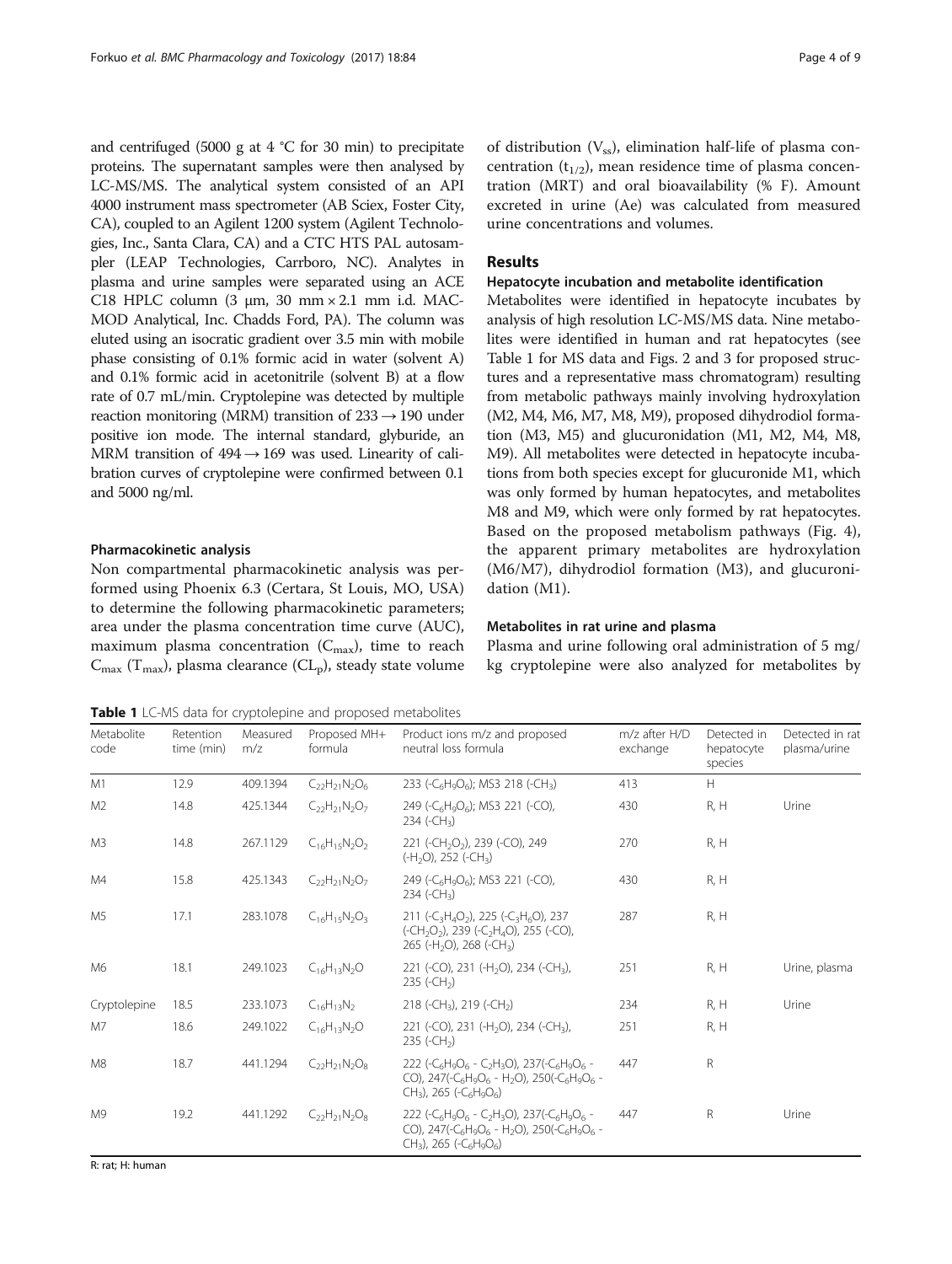and centrifuged (5000 g at 4 °C for 30 min) to precipitate proteins. The supernatant samples were then analysed by LC-MS/MS. The analytical system consisted of an API 4000 instrument mass spectrometer (AB Sciex, Foster City, CA), coupled to an Agilent 1200 system (Agilent Technologies, Inc., Santa Clara, CA) and a CTC HTS PAL autosampler (LEAP Technologies, Carrboro, NC). Analytes in plasma and urine samples were separated using an ACE C18 HPLC column (3 μm, 30 mm × 2.1 mm i.d. MAC-MOD Analytical, Inc. Chadds Ford, PA). The column was eluted using an isocratic gradient over 3.5 min with mobile phase consisting of 0.1% formic acid in water (solvent A) and 0.1% formic acid in acetonitrile (solvent B) at a flow rate of 0.7 mL/min. Cryptolepine was detected by multiple reaction monitoring (MRM) transition of 233 → 190 under positive ion mode. The internal standard, glyburide, an MRM transition of 494 → 169 was used. Linearity of calibration curves of cryptolepine were confirmed between 0.1 and 5000 ng/ml.

### Pharmacokinetic analysis

Non compartmental pharmacokinetic analysis was performed using Phoenix 6.3 (Certara, St Louis, MO, USA) to determine the following pharmacokinetic parameters; area under the plasma concentration time curve (AUC), maximum plasma concentration ($C_{max}$), time to reach $C_{max}$ ($T_{max}$), plasma clearance ($CL_p$), steady state volume of distribution ($V_{ss}$), elimination half-life of plasma concentration ($t_{1/2}$), mean residence time of plasma concentration (MRT) and oral bioavailability (% F). Amount excreted in urine (Ae) was calculated from measured urine concentrations and volumes.

## Results

### Hepatocyte incubation and metabolite identification

Metabolites were identified in hepatocyte incubates by analysis of high resolution LC-MS/MS data. Nine metabolites were identified in human and rat hepatocytes (see Table 1 for MS data and Figs. 2 and 3 for proposed structures and a representative mass chromatogram) resulting from metabolic pathways mainly involving hydroxylation (M2, M4, M6, M7, M8, M9), proposed dihydrodiol formation (M3, M5) and glucuronidation (M1, M2, M4, M8, M9). All metabolites were detected in hepatocyte incubations from both species except for glucuronide M1, which was only formed by human hepatocytes, and metabolites M8 and M9, which were only formed by rat hepatocytes. Based on the proposed metabolism pathways (Fig. 4), the apparent primary metabolites are hydroxylation (M6/M7), dihydrodiol formation (M3), and glucuronidation (M1).

### Metabolites in rat urine and plasma

Plasma and urine following oral administration of 5 mg/kg cryptolepine were also analyzed for metabolites by

**Table 1** LC-MS data for cryptolepine and proposed metabolites

| Metabolite code | Retention time (min) | Measured m/z | Proposed MH+ formula | Product ions m/z and proposed neutral loss formula | m/z after H/D exchange | Detected in hepatocyte species | Detected in rat plasma/urine |
|---|---|---|---|---|---|---|---|
| M1 | 12.9 | 409.1394 | $C_{22}H_{21}N_2O_6$ | 233 (-$C_6H_9O_6$); MS3 218 (-$CH_3$) | 413 | H | |
| M2 | 14.8 | 425.1344 | $C_{22}H_{21}N_2O_7$ | 249 (-$C_6H_9O_6$); MS3 221 (-CO), 234 (-$CH_3$) | 430 | R, H | Urine |
| M3 | 14.8 | 267.1129 | $C_{16}H_{15}N_2O_2$ | 221 (-$CH_2O_2$), 239 (-CO), 249 (-$H_2O$), 252 (-$CH_3$) | 270 | R, H | |
| M4 | 15.8 | 425.1343 | $C_{22}H_{21}N_2O_7$ | 249 (-$C_6H_9O_6$); MS3 221 (-CO), 234 (-$CH_3$) | 430 | R, H | |
| M5 | 17.1 | 283.1078 | $C_{16}H_{15}N_2O_3$ | 211 (-$C_3H_4O_2$), 225 (-$C_3H_6O$), 237 (-$CH_2O_2$), 239 (-$C_2H_4O$), 255 (-CO), 265 (-$H_2O$), 268 (-$CH_3$) | 287 | R, H | |
| M6 | 18.1 | 249.1023 | $C_{16}H_{13}N_2O$ | 221 (-CO), 231 (-$H_2O$), 234 (-$CH_3$), 235 (-$CH_2$) | 251 | R, H | Urine, plasma |
| Cryptolepine | 18.5 | 233.1073 | $C_{16}H_{13}N_2$ | 218 (-$CH_3$), 219 (-$CH_2$) | 234 | R, H | Urine |
| M7 | 18.6 | 249.1022 | $C_{16}H_{13}N_2O$ | 221 (-CO), 231 (-$H_2O$), 234 (-$CH_3$), 235 (-$CH_2$) | 251 | R, H | |
| M8 | 18.7 | 441.1294 | $C_{22}H_{21}N_2O_8$ | 222 (-$C_6H_9O_6$ - $C_2H_3O$), 237(-$C_6H_9O_6$ - CO), 247(-$C_6H_9O_6$ - $H_2O$), 250(-$C_6H_9O_6$ - $CH_3$), 265 (-$C_6H_9O_6$) | 447 | R | |
| M9 | 19.2 | 441.1292 | $C_{22}H_{21}N_2O_8$ | 222 (-$C_6H_9O_6$ - $C_2H_3O$), 237(-$C_6H_9O_6$ - CO), 247(-$C_6H_9O_6$ - $H_2O$), 250(-$C_6H_9O_6$ - $CH_3$), 265 (-$C_6H_9O_6$) | 447 | R | Urine |

R: rat; H: human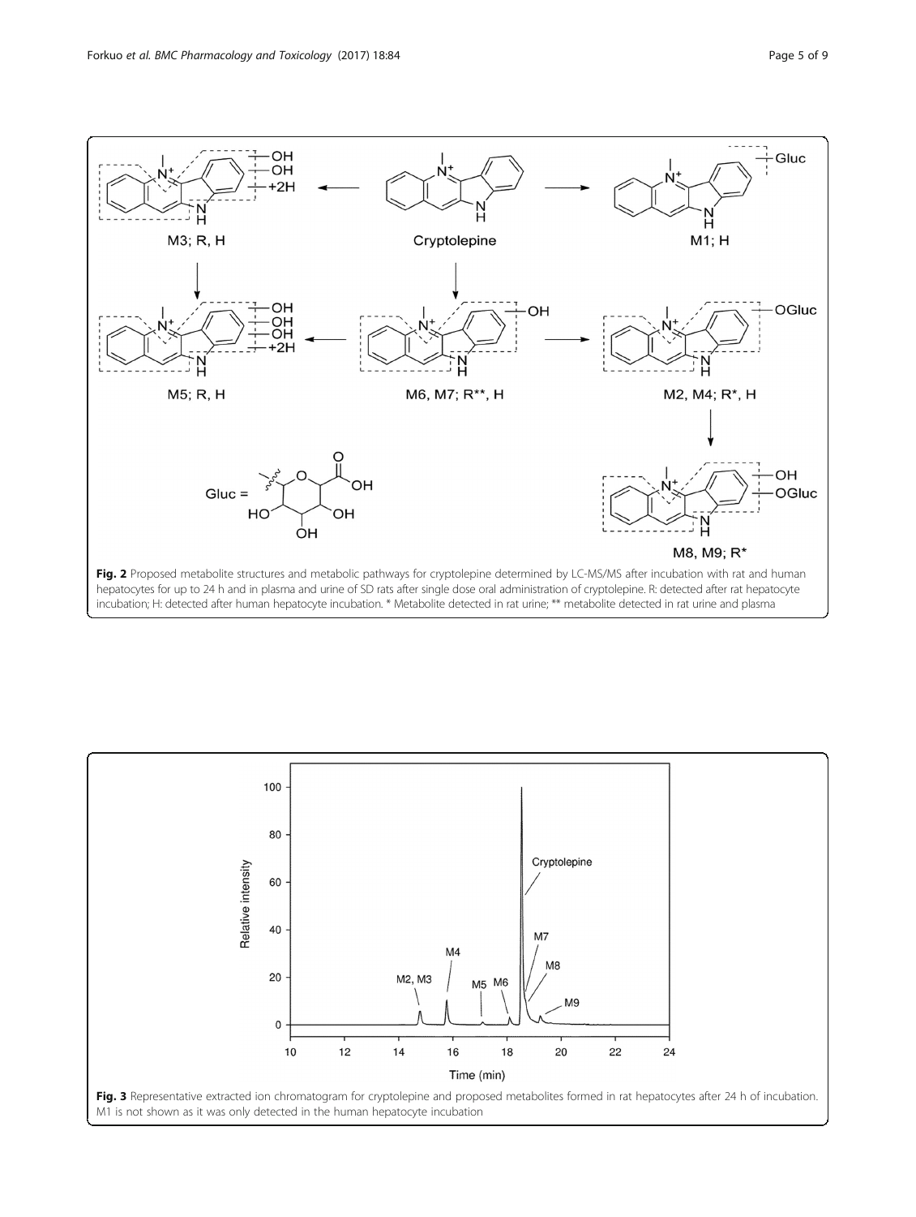**Fig. 2** Proposed metabolite structures and metabolic pathways for cryptolepine determined by LC-MS/MS after incubation with rat and human hepatocytes for up to 24 h and in plasma and urine of SD rats after single dose oral administration of cryptolepine. R: detected after rat hepatocyte incubation; H: detected after human hepatocyte incubation. * Metabolite detected in rat urine; ** metabolite detected in rat urine and plasma

**Fig. 3** Representative extracted ion chromatogram for cryptolepine and proposed metabolites formed in rat hepatocytes after 24 h of incubation. M1 is not shown as it was only detected in the human hepatocyte incubation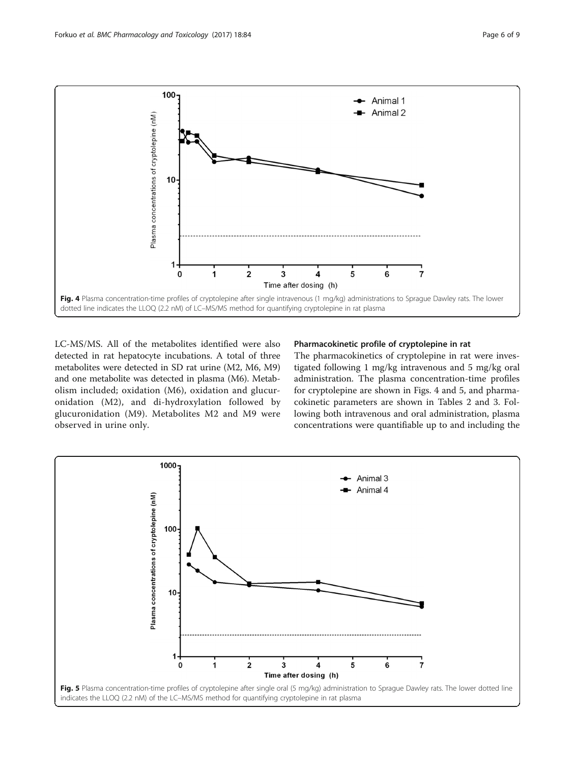Fig. 4 Plasma concentration-time profiles of cryptolepine after single intravenous (1 mg/kg) administrations to Sprague Dawley rats. The lower dotted line indicates the LLOQ (2.2 nM) of LC–MS/MS method for quantifying cryptolepine in rat plasma

LC-MS/MS. All of the metabolites identified were also detected in rat hepatocyte incubations. A total of three metabolites were detected in SD rat urine (M2, M6, M9) and one metabolite was detected in plasma (M6). Metabolism included; oxidation (M6), oxidation and glucuronidation (M2), and di-hydroxylation followed by glucuronidation (M9). Metabolites M2 and M9 were observed in urine only.

### Pharmacokinetic profile of cryptolepine in rat

The pharmacokinetics of cryptolepine in rat were investigated following 1 mg/kg intravenous and 5 mg/kg oral administration. The plasma concentration-time profiles for cryptolepine are shown in Figs. 4 and 5, and pharmacokinetic parameters are shown in Tables 2 and 3. Following both intravenous and oral administration, plasma concentrations were quantifiable up to and including the

Fig. 5 Plasma concentration-time profiles of cryptolepine after single oral (5 mg/kg) administration to Sprague Dawley rats. The lower dotted line indicates the LLOQ (2.2 nM) of the LC–MS/MS method for quantifying cryptolepine in rat plasma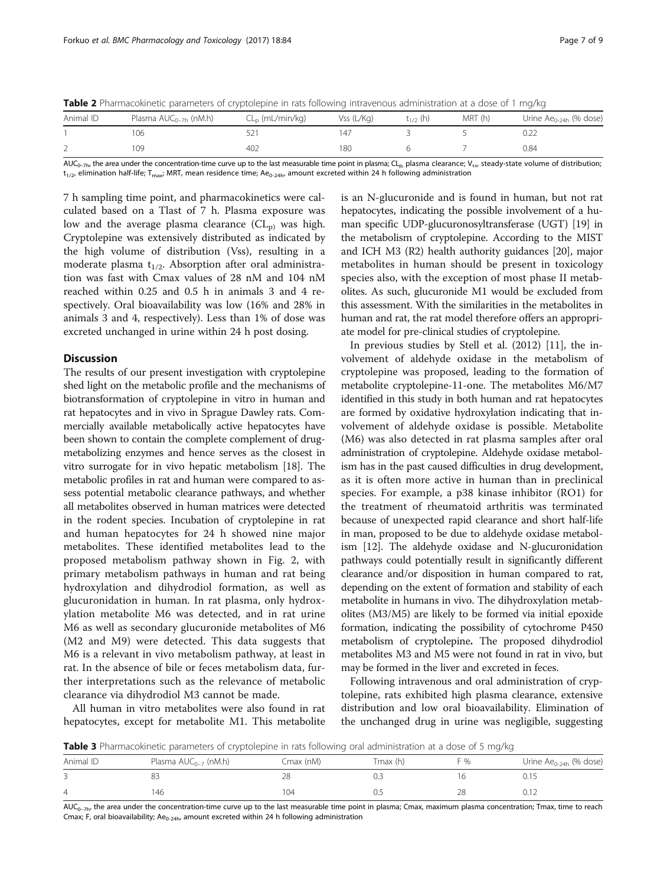**Table 2** Pharmacokinetic parameters of cryptolepine in rats following intravenous administration at a dose of 1 mg/kg

| Animal ID | Plasma $AUC_{0-7h}$ (nM.h) | $CL_p$ (mL/min/kg) | Vss (L/Kg) | $t_{1/2}$ (h) | MRT (h) | Urine $Ae_{0-24h}$ (% dose) |
|---|---|---|---|---|---|---|
| 1 | 106 | 521 | 147 | 3 | 5 | 0.22 |
| 2 | 109 | 402 | 180 | 6 | 7 | 0.84 |

$AUC_{0-7h}$, the area under the concentration-time curve up to the last measurable time point in plasma; $CL_p$, plasma clearance; $V_{ss}$, steady-state volume of distribution; $t_{1/2}$, elimination half-life; $T_{max}$; MRT, mean residence time; $Ae_{0-24h}$, amount excreted within 24 h following administration

7 h sampling time point, and pharmacokinetics were calculated based on a Tlast of 7 h. Plasma exposure was low and the average plasma clearance ($CL_p$) was high. Cryptolepine was extensively distributed as indicated by the high volume of distribution (Vss), resulting in a moderate plasma $t_{1/2}$. Absorption after oral administration was fast with Cmax values of 28 nM and 104 nM reached within 0.25 and 0.5 h in animals 3 and 4 respectively. Oral bioavailability was low (16% and 28% in animals 3 and 4, respectively). Less than 1% of dose was excreted unchanged in urine within 24 h post dosing.

## Discussion

The results of our present investigation with cryptolepine shed light on the metabolic profile and the mechanisms of biotransformation of cryptolepine in vitro in human and rat hepatocytes and in vivo in Sprague Dawley rats. Commercially available metabolically active hepatocytes have been shown to contain the complete complement of drug-metabolizing enzymes and hence serves as the closest in vitro surrogate for in vivo hepatic metabolism [18]. The metabolic profiles in rat and human were compared to assess potential metabolic clearance pathways, and whether all metabolites observed in human matrices were detected in the rodent species. Incubation of cryptolepine in rat and human hepatocytes for 24 h showed nine major metabolites. These identified metabolites lead to the proposed metabolism pathway shown in Fig. 2, with primary metabolism pathways in human and rat being hydroxylation and dihydrodiol formation, as well as glucuronidation in human. In rat plasma, only hydroxylation metabolite M6 was detected, and in rat urine M6 as well as secondary glucuronide metabolites of M6 (M2 and M9) were detected. This data suggests that M6 is a relevant in vivo metabolism pathway, at least in rat. In the absence of bile or feces metabolism data, further interpretations such as the relevance of metabolic clearance via dihydrodiol M3 cannot be made.

All human in vitro metabolites were also found in rat hepatocytes, except for metabolite M1. This metabolite is an N-glucuronide and is found in human, but not rat hepatocytes, indicating the possible involvement of a human specific UDP-glucuronosyltransferase (UGT) [19] in the metabolism of cryptolepine. According to the MIST and ICH M3 (R2) health authority guidances [20], major metabolites in human should be present in toxicology species also, with the exception of most phase II metabolites. As such, glucuronide M1 would be excluded from this assessment. With the similarities in the metabolites in human and rat, the rat model therefore offers an appropriate model for pre-clinical studies of cryptolepine.

In previous studies by Stell et al. (2012) [11], the involvement of aldehyde oxidase in the metabolism of cryptolepine was proposed, leading to the formation of metabolite cryptolepine-11-one. The metabolites M6/M7 identified in this study in both human and rat hepatocytes are formed by oxidative hydroxylation indicating that involvement of aldehyde oxidase is possible. Metabolite (M6) was also detected in rat plasma samples after oral administration of cryptolepine. Aldehyde oxidase metabolism has in the past caused difficulties in drug development, as it is often more active in human than in preclinical species. For example, a p38 kinase inhibitor (RO1) for the treatment of rheumatoid arthritis was terminated because of unexpected rapid clearance and short half-life in man, proposed to be due to aldehyde oxidase metabolism [12]. The aldehyde oxidase and N-glucuronidation pathways could potentially result in significantly different clearance and/or disposition in human compared to rat, depending on the extent of formation and stability of each metabolite in humans in vivo. The dihydroxylation metabolites (M3/M5) are likely to be formed via initial epoxide formation, indicating the possibility of cytochrome P450 metabolism of cryptolepine. The proposed dihydrodiol metabolites M3 and M5 were not found in rat in vivo, but may be formed in the liver and excreted in feces.

Following intravenous and oral administration of cryptolepine, rats exhibited high plasma clearance, extensive distribution and low oral bioavailability. Elimination of the unchanged drug in urine was negligible, suggesting

**Table 3** Pharmacokinetic parameters of cryptolepine in rats following oral administration at a dose of 5 mg/kg

| Animal ID | Plasma $AUC_{0-7}$ (nM.h) | Cmax (nM) | Tmax (h) | F % | Urine $Ae_{0-24h}$ (% dose) |
|---|---|---|---|---|---|
| 3 | 83 | 28 | 0.3 | 16 | 0.15 |
| 4 | 146 | 104 | 0.5 | 28 | 0.12 |

$AUC_{0-7h}$, the area under the concentration-time curve up to the last measurable time point in plasma; Cmax, maximum plasma concentration; Tmax, time to reach Cmax; F, oral bioavailability; $Ae_{0-24h}$, amount excreted within 24 h following administration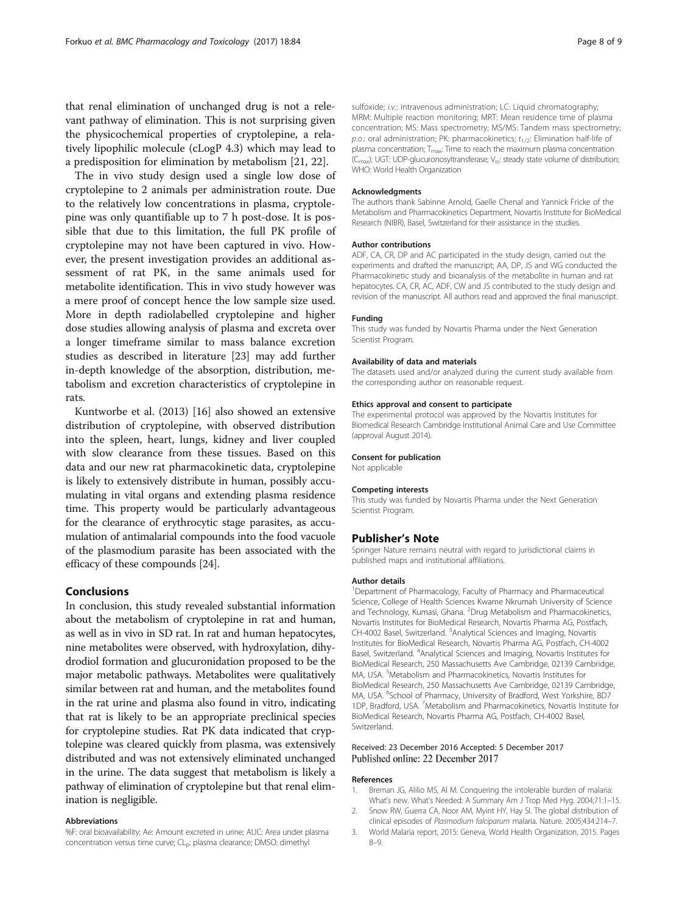that renal elimination of unchanged drug is not a relevant pathway of elimination. This is not surprising given the physicochemical properties of cryptolepine, a relatively lipophilic molecule (cLogP 4.3) which may lead to a predisposition for elimination by metabolism [21, 22].

The in vivo study design used a single low dose of cryptolepine to 2 animals per administration route. Due to the relatively low concentrations in plasma, cryptolepine was only quantifiable up to 7 h post-dose. It is possible that due to this limitation, the full PK profile of cryptolepine may not have been captured in vivo. However, the present investigation provides an additional assessment of rat PK, in the same animals used for metabolite identification. This in vivo study however was a mere proof of concept hence the low sample size used. More in depth radiolabelled cryptolepine and higher dose studies allowing analysis of plasma and excreta over a longer timeframe similar to mass balance excretion studies as described in literature [23] may add further in-depth knowledge of the absorption, distribution, metabolism and excretion characteristics of cryptolepine in rats.

Kuntworbe et al. (2013) [16] also showed an extensive distribution of cryptolepine, with observed distribution into the spleen, heart, lungs, kidney and liver coupled with slow clearance from these tissues. Based on this data and our new rat pharmacokinetic data, cryptolepine is likely to extensively distribute in human, possibly accumulating in vital organs and extending plasma residence time. This property would be particularly advantageous for the clearance of erythrocytic stage parasites, as accumulation of antimalarial compounds into the food vacuole of the plasmodium parasite has been associated with the efficacy of these compounds [24].

## Conclusions

In conclusion, this study revealed substantial information about the metabolism of cryptolepine in rat and human, as well as in vivo in SD rat. In rat and human hepatocytes, nine metabolites were observed, with hydroxylation, dihydrodiol formation and glucuronidation proposed to be the major metabolic pathways. Metabolites were qualitatively similar between rat and human, and the metabolites found in the rat urine and plasma also found in vitro, indicating that rat is likely to be an appropriate preclinical species for cryptolepine studies. Rat PK data indicated that cryptolepine was cleared quickly from plasma, was extensively distributed and was not extensively eliminated unchanged in the urine. The data suggest that metabolism is likely a pathway of elimination of cryptolepine but that renal elimination is negligible.

#### Abbreviations

%F: oral bioavailability; Ae: Amount excreted in urine; AUC: Area under plasma concentration versus time curve; $CL_p$: plasma clearance; DMSO: dimethyl sulfoxide; *i.v.*: intravenous administration; LC: Liquid chromatography; MRM: Multiple reaction monitoring; MRT: Mean residence time of plasma concentration; MS: Mass spectrometry; MS/MS: Tandem mass spectrometry; *p.o.*: oral administration; PK: pharmacokinetics; $t_{1/2}$: Elimination half-life of plasma concentration; $T_{max}$: Time to reach the maximum plasma concentration ($C_{max}$); UGT: UDP-glucuronosyltransferase; $V_{ss}$: steady state volume of distribution; WHO: World Health Organization

#### Acknowledgments

The authors thank Sabinne Arnold, Gaelle Chenal and Yannick Fricke of the Metabolism and Pharmacokinetics Department, Novartis Institute for BioMedical Research (NIBR), Basel, Switzerland for their assistance in the studies.

#### Author contributions

ADF, CA, CR, DP and AC participated in the study design, carried out the experiments and drafted the manuscript; AA, DP, JS and WG conducted the Pharmacokinetic study and bioanalysis of the metabolite in human and rat hepatocytes. CA, CR, AC, ADF, CW and JS contributed to the study design and revision of the manuscript. All authors read and approved the final manuscript.

#### Funding

This study was funded by Novartis Pharma under the Next Generation Scientist Program.

#### Availability of data and materials

The datasets used and/or analyzed during the current study available from the corresponding author on reasonable request.

#### Ethics approval and consent to participate

The experimental protocol was approved by the Novartis Institutes for Biomedical Research Cambridge Institutional Animal Care and Use Committee (approval August 2014).

#### Consent for publication

Not applicable

#### Competing interests

This study was funded by Novartis Pharma under the Next Generation Scientist Program.

### Publisher's Note

Springer Nature remains neutral with regard to jurisdictional claims in published maps and institutional affiliations.

#### Author details

[1]Department of Pharmacology, Faculty of Pharmacy and Pharmaceutical Science, College of Health Sciences Kwame Nkrumah University of Science and Technology, Kumasi, Ghana. [2]Drug Metabolism and Pharmacokinetics, Novartis Institutes for BioMedical Research, Novartis Pharma AG, Postfach, CH-4002 Basel, Switzerland. [3]Analytical Sciences and Imaging, Novartis Institutes for BioMedical Research, Novartis Pharma AG, Postfach, CH-4002 Basel, Switzerland. [4]Analytical Sciences and Imaging, Novartis Institutes for BioMedical Research, 250 Massachusetts Ave Cambridge, 02139 Cambridge, MA, USA. [5]Metabolism and Pharmacokinetics, Novartis Institutes for BioMedical Research, 250 Massachusetts Ave Cambridge, 02139 Cambridge, MA, USA. [6]School of Pharmacy, University of Bradford, West Yorkshire, BD7 1DP, Bradford, USA. [7]Metabolism and Pharmacokinetics, Novartis Institute for BioMedical Research, Novartis Pharma AG, Postfach, CH-4002 Basel, Switzerland.

Received: 23 December 2016 Accepted: 5 December 2017
Published online: 22 December 2017

#### References

1. Breman JG, Alilio MS, Al M. Conquering the intolerable burden of malaria: What's new. What's Needed: A Summary Am J Trop Med Hyg. 2004;71:1–15.
2. Snow RW, Guerra CA, Noor AM, Myint HY, Hay SI. The global distribution of clinical episodes of *Plasmodium falciparum* malaria. Nature. 2005;434:214–7.
3. World Malaria report, 2015: Geneva, World Health Organization, 2015. Pages 8–9.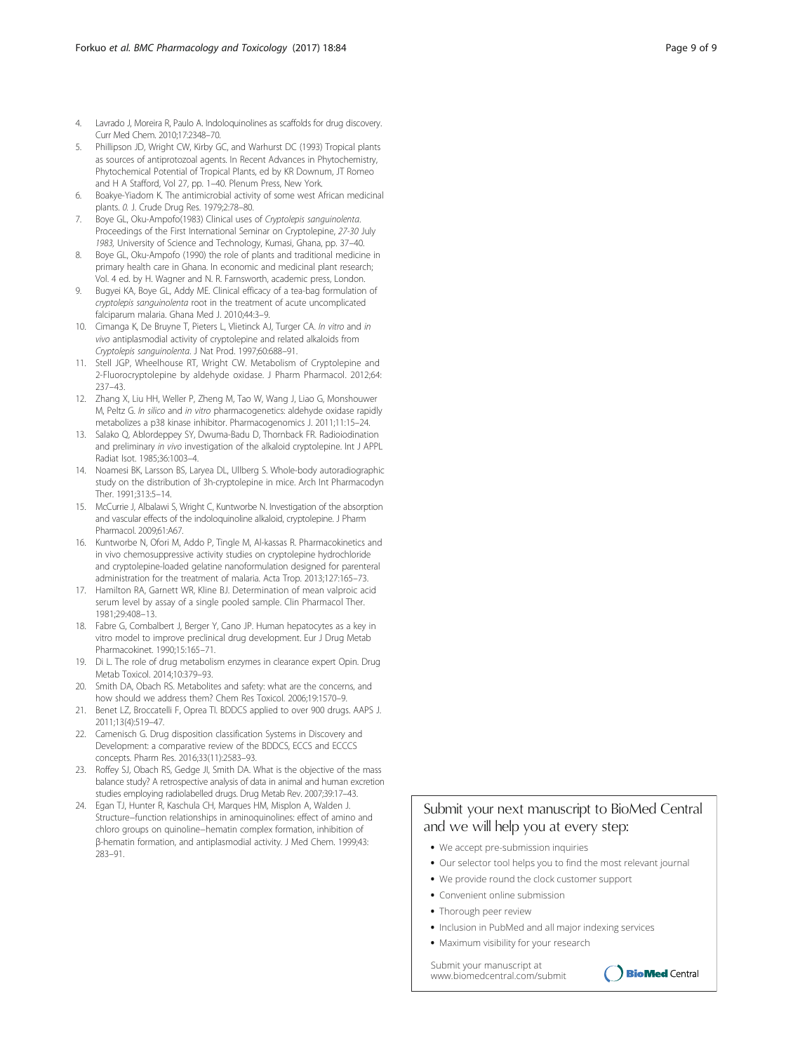4. Lavrado J, Moreira R, Paulo A. Indoloquinolines as scaffolds for drug discovery. Curr Med Chem. 2010;17:2348–70.
5. Phillipson JD, Wright CW, Kirby GC, and Warhurst DC (1993) Tropical plants as sources of antiprotozoal agents. In Recent Advances in Phytochemistry, Phytochemical Potential of Tropical Plants, ed by KR Downum, JT Romeo and H A Stafford, Vol 27, pp. 1–40. Plenum Press, New York.
6. Boakye-Yiadom K. The antimicrobial activity of some west African medicinal plants. *0.* J. Crude Drug Res. 1979;2:78–80.
7. Boye GL, Oku-Ampofo(1983) Clinical uses of *Cryptolepis sanguinolenta*. Proceedings of the First International Seminar on Cryptolepine, *27-30* July *1983*, University of Science and Technology, Kumasi, Ghana, pp. 37–40.
8. Boye GL, Oku-Ampofo (1990) the role of plants and traditional medicine in primary health care in Ghana. In economic and medicinal plant research; Vol. 4 ed. by H. Wagner and N. R. Farnsworth, academic press, London.
9. Bugyei KA, Boye GL, Addy ME. Clinical efficacy of a tea-bag formulation of *cryptolepis sanguinolenta* root in the treatment of acute uncomplicated falciparum malaria. Ghana Med J. 2010;44:3–9.
10. Cimanga K, De Bruyne T, Pieters L, Vlietinck AJ, Turger CA. *In vitro* and *in vivo* antiplasmodial activity of cryptolepine and related alkaloids from *Cryptolepis sanguinolenta*. J Nat Prod. 1997;60:688–91.
11. Stell JGP, Wheelhouse RT, Wright CW. Metabolism of Cryptolepine and 2-Fluorocryptolepine by aldehyde oxidase. J Pharm Pharmacol. 2012;64: 237–43.
12. Zhang X, Liu HH, Weller P, Zheng M, Tao W, Wang J, Liao G, Monshouwer M, Peltz G. *In silico* and *in vitro* pharmacogenetics: aldehyde oxidase rapidly metabolizes a p38 kinase inhibitor. Pharmacogenomics J. 2011;11:15–24.
13. Salako Q, Ablordeppey SY, Dwuma-Badu D, Thornback FR. Radioiodination and preliminary *in vivo* investigation of the alkaloid cryptolepine. Int J APPL Radiat Isot. 1985;36:1003–4.
14. Noamesi BK, Larsson BS, Laryea DL, Ullberg S. Whole-body autoradiographic study on the distribution of 3h-cryptolepine in mice. Arch Int Pharmacodyn Ther. 1991;313:5–14.
15. McCurrie J, Albalawi S, Wright C, Kuntworbe N. Investigation of the absorption and vascular effects of the indoloquinoline alkaloid, cryptolepine. J Pharm Pharmacol. 2009;61:A67.
16. Kuntworbe N, Ofori M, Addo P, Tingle M, Al-kassas R. Pharmacokinetics and in vivo chemosuppressive activity studies on cryptolepine hydrochloride and cryptolepine-loaded gelatine nanoformulation designed for parenteral administration for the treatment of malaria. Acta Trop. 2013;127:165–73.
17. Hamilton RA, Garnett WR, Kline BJ. Determination of mean valproic acid serum level by assay of a single pooled sample. Clin Pharmacol Ther. 1981;29:408–13.
18. Fabre G, Combalbert J, Berger Y, Cano JP. Human hepatocytes as a key in vitro model to improve preclinical drug development. Eur J Drug Metab Pharmacokinet. 1990;15:165–71.
19. Di L. The role of drug metabolism enzymes in clearance expert Opin. Drug Metab Toxicol. 2014;10:379–93.
20. Smith DA, Obach RS. Metabolites and safety: what are the concerns, and how should we address them? Chem Res Toxicol. 2006;19:1570–9.
21. Benet LZ, Broccatelli F, Oprea TI. BDDCS applied to over 900 drugs. AAPS J. 2011;13(4):519–47.
22. Camenisch G. Drug disposition classification Systems in Discovery and Development: a comparative review of the BDDCS, ECCS and ECCCS concepts. Pharm Res. 2016;33(11):2583–93.
23. Roffey SJ, Obach RS, Gedge JI, Smith DA. What is the objective of the mass balance study? A retrospective analysis of data in animal and human excretion studies employing radiolabelled drugs. Drug Metab Rev. 2007;39:17–43.
24. Egan TJ, Hunter R, Kaschula CH, Marques HM, Misplon A, Walden J. Structure−function relationships in aminoquinolines: effect of amino and chloro groups on quinoline−hematin complex formation, inhibition of β-hematin formation, and antiplasmodial activity. J Med Chem. 1999;43: 283–91.